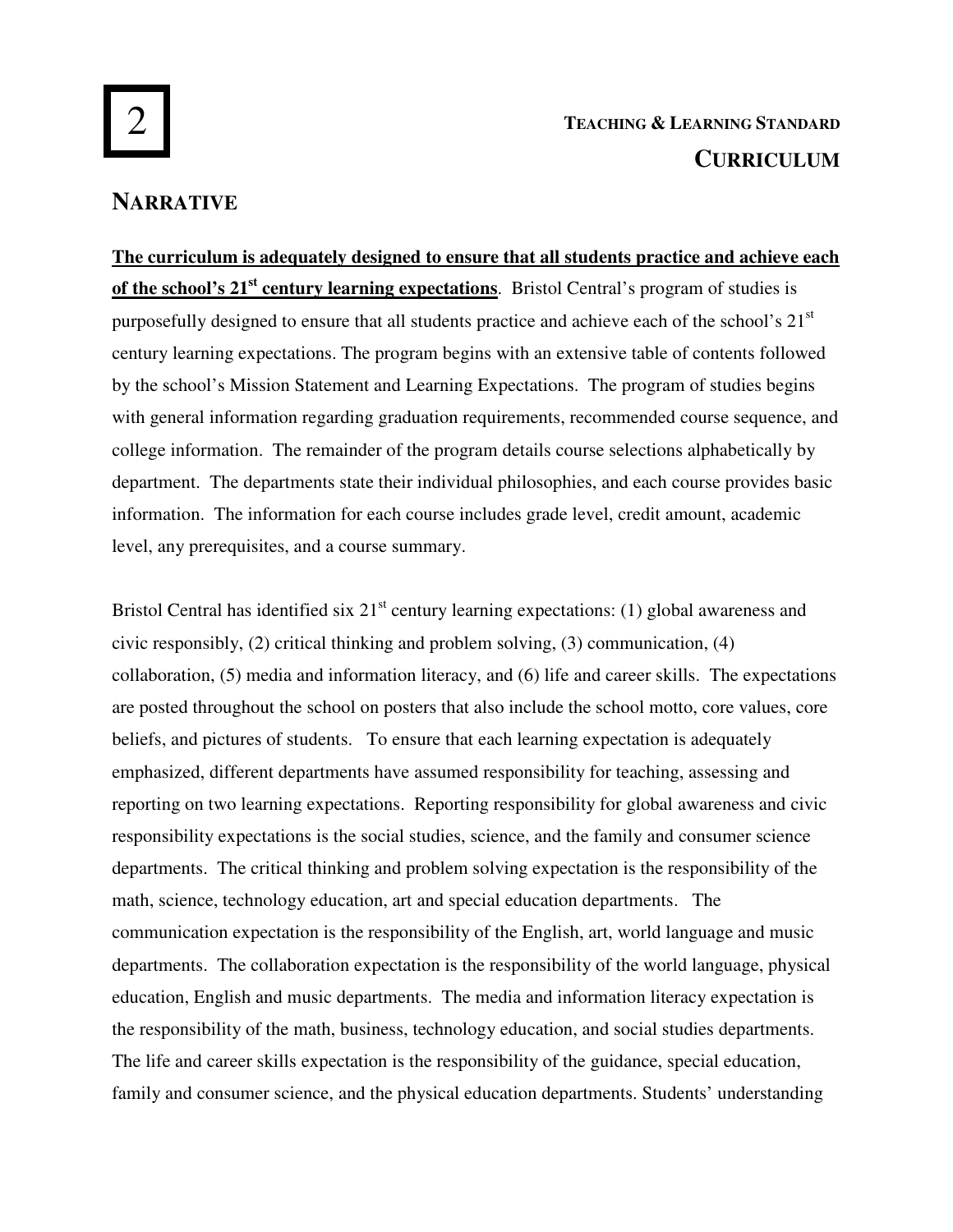# 2

## TEACHING & LEARNING STANDARD

## CURRICULUM

## NARRATIVE

**The curriculum is adequately designed to ensure that all students practice and achieve each of the school's 21st century learning expectations**. Bristol Central's program of studies is purposefully designed to ensure that all students practice and achieve each of the school's 21st century learning expectations. The program begins with an extensive table of contents followed by the school's Mission Statement and Learning Expectations. The program of studies begins with general information regarding graduation requirements, recommended course sequence, and college information. The remainder of the program details course selections alphabetically by department. The departments state their individual philosophies, and each course provides basic information. The information for each course includes grade level, credit amount, academic level, any prerequisites, and a course summary.

Bristol Central has identified six 21st century learning expectations: (1) global awareness and civic responsibly, (2) critical thinking and problem solving, (3) communication, (4) collaboration, (5) media and information literacy, and (6) life and career skills. The expectations are posted throughout the school on posters that also include the school motto, core values, core beliefs, and pictures of students. To ensure that each learning expectation is adequately emphasized, different departments have assumed responsibility for teaching, assessing and reporting on two learning expectations. Reporting responsibility for global awareness and civic responsibility expectations is the social studies, science, and the family and consumer science departments. The critical thinking and problem solving expectation is the responsibility of the math, science, technology education, art and special education departments. The communication expectation is the responsibility of the English, art, world language and music departments. The collaboration expectation is the responsibility of the world language, physical education, English and music departments. The media and information literacy expectation is the responsibility of the math, business, technology education, and social studies departments. The life and career skills expectation is the responsibility of the guidance, special education, family and consumer science, and the physical education departments. Students' understanding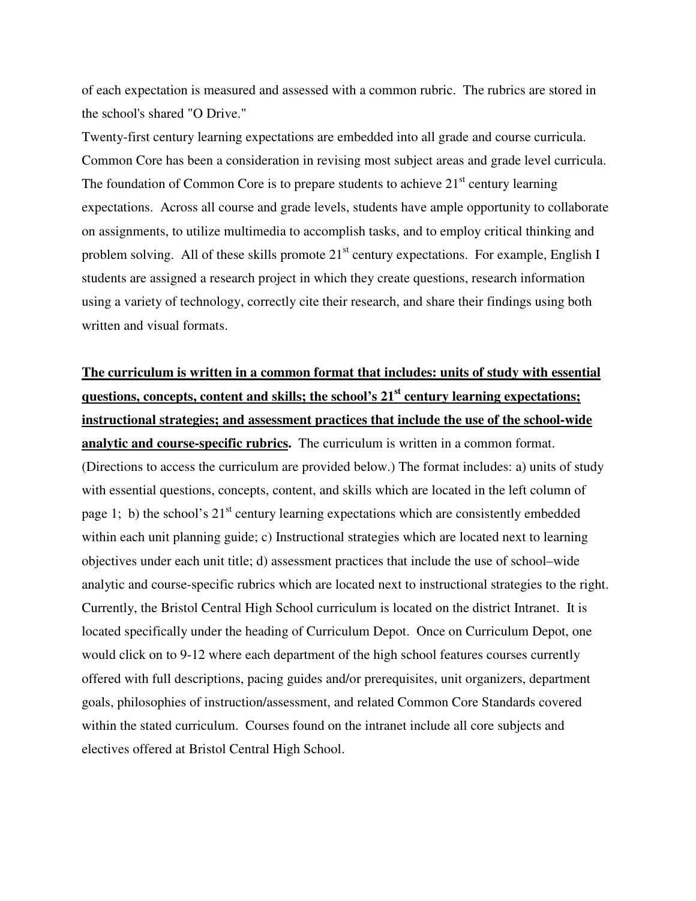of each expectation is measured and assessed with a common rubric. The rubrics are stored in the school's shared "O Drive."

Twenty-first century learning expectations are embedded into all grade and course curricula. Common Core has been a consideration in revising most subject areas and grade level curricula. The foundation of Common Core is to prepare students to achieve 21st century learning expectations. Across all course and grade levels, students have ample opportunity to collaborate on assignments, to utilize multimedia to accomplish tasks, and to employ critical thinking and problem solving. All of these skills promote 21st century expectations. For example, English I students are assigned a research project in which they create questions, research information using a variety of technology, correctly cite their research, and share their findings using both written and visual formats.

**<u>The curriculum is written in a common format that includes: units of study with essential questions, concepts, content and skills; the school's 21st century learning expectations; instructional strategies; and assessment practices that include the use of the school-wide analytic and course-specific rubrics</u>.** The curriculum is written in a common format. (Directions to access the curriculum are provided below.) The format includes: a) units of study with essential questions, concepts, content, and skills which are located in the left column of page 1; b) the school's 21st century learning expectations which are consistently embedded within each unit planning guide; c) Instructional strategies which are located next to learning objectives under each unit title; d) assessment practices that include the use of school–wide analytic and course-specific rubrics which are located next to instructional strategies to the right. Currently, the Bristol Central High School curriculum is located on the district Intranet. It is located specifically under the heading of Curriculum Depot. Once on Curriculum Depot, one would click on to 9-12 where each department of the high school features courses currently offered with full descriptions, pacing guides and/or prerequisites, unit organizers, department goals, philosophies of instruction/assessment, and related Common Core Standards covered within the stated curriculum. Courses found on the intranet include all core subjects and electives offered at Bristol Central High School.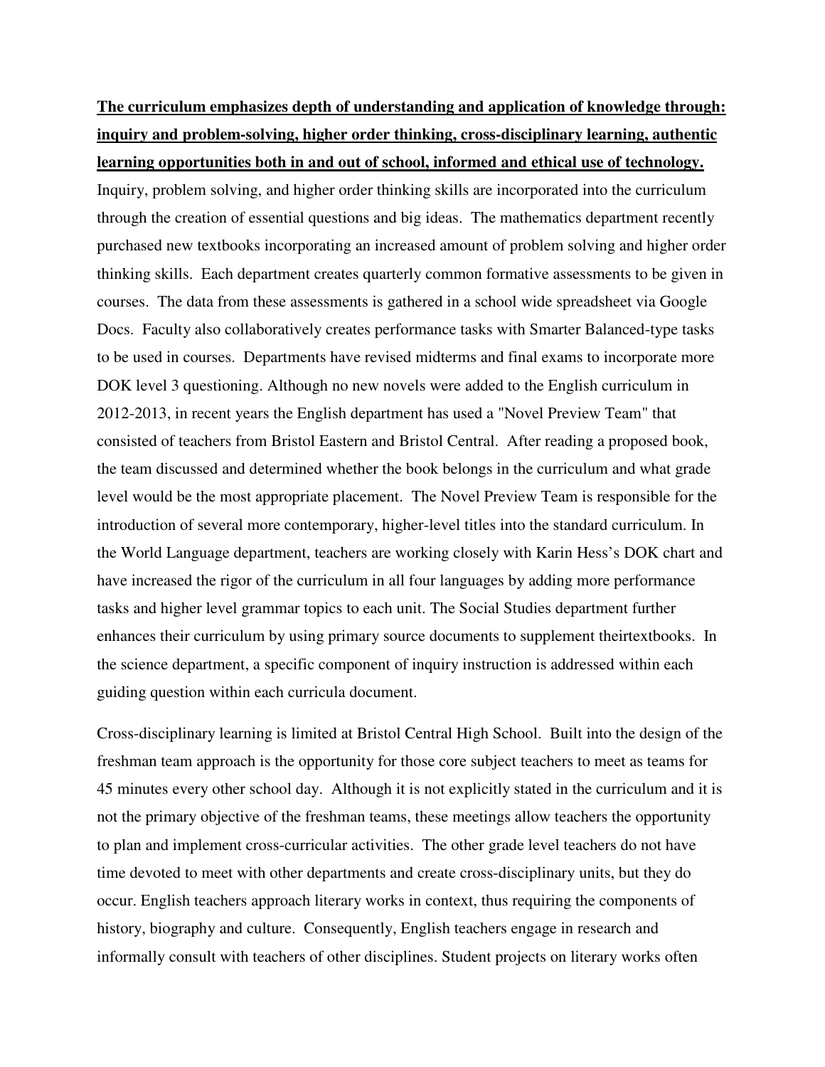**The curriculum emphasizes depth of understanding and application of knowledge through: inquiry and problem-solving, higher order thinking, cross-disciplinary learning, authentic learning opportunities both in and out of school, informed and ethical use of technology.**

Inquiry, problem solving, and higher order thinking skills are incorporated into the curriculum through the creation of essential questions and big ideas. The mathematics department recently purchased new textbooks incorporating an increased amount of problem solving and higher order thinking skills. Each department creates quarterly common formative assessments to be given in courses. The data from these assessments is gathered in a school wide spreadsheet via Google Docs. Faculty also collaboratively creates performance tasks with Smarter Balanced-type tasks to be used in courses. Departments have revised midterms and final exams to incorporate more DOK level 3 questioning. Although no new novels were added to the English curriculum in 2012-2013, in recent years the English department has used a "Novel Preview Team" that consisted of teachers from Bristol Eastern and Bristol Central. After reading a proposed book, the team discussed and determined whether the book belongs in the curriculum and what grade level would be the most appropriate placement. The Novel Preview Team is responsible for the introduction of several more contemporary, higher-level titles into the standard curriculum. In the World Language department, teachers are working closely with Karin Hess's DOK chart and have increased the rigor of the curriculum in all four languages by adding more performance tasks and higher level grammar topics to each unit. The Social Studies department further enhances their curriculum by using primary source documents to supplement theirtextbooks. In the science department, a specific component of inquiry instruction is addressed within each guiding question within each curricula document.

Cross-disciplinary learning is limited at Bristol Central High School. Built into the design of the freshman team approach is the opportunity for those core subject teachers to meet as teams for 45 minutes every other school day. Although it is not explicitly stated in the curriculum and it is not the primary objective of the freshman teams, these meetings allow teachers the opportunity to plan and implement cross-curricular activities. The other grade level teachers do not have time devoted to meet with other departments and create cross-disciplinary units, but they do occur. English teachers approach literary works in context, thus requiring the components of history, biography and culture. Consequently, English teachers engage in research and informally consult with teachers of other disciplines. Student projects on literary works often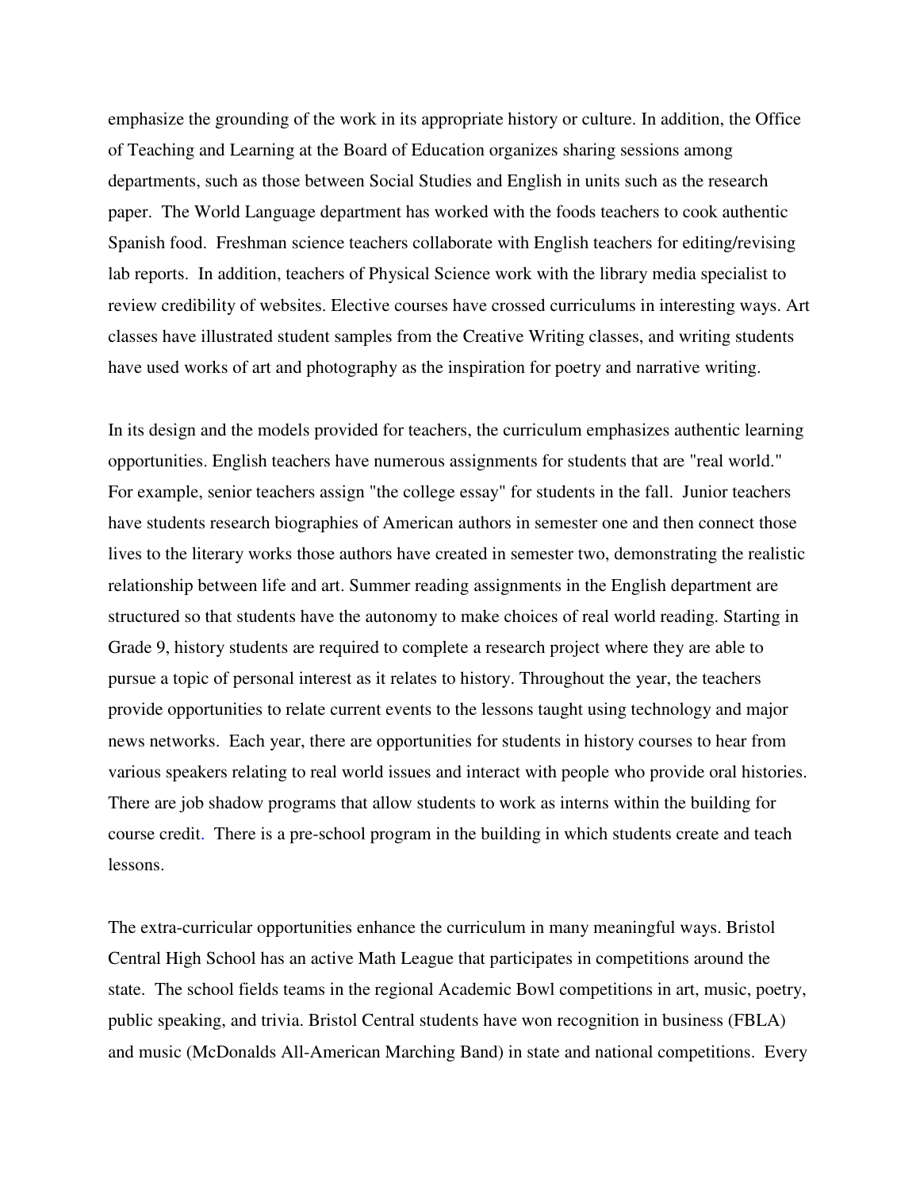emphasize the grounding of the work in its appropriate history or culture. In addition, the Office of Teaching and Learning at the Board of Education organizes sharing sessions among departments, such as those between Social Studies and English in units such as the research paper. The World Language department has worked with the foods teachers to cook authentic Spanish food. Freshman science teachers collaborate with English teachers for editing/revising lab reports. In addition, teachers of Physical Science work with the library media specialist to review credibility of websites. Elective courses have crossed curriculums in interesting ways. Art classes have illustrated student samples from the Creative Writing classes, and writing students have used works of art and photography as the inspiration for poetry and narrative writing.

In its design and the models provided for teachers, the curriculum emphasizes authentic learning opportunities. English teachers have numerous assignments for students that are "real world." For example, senior teachers assign "the college essay" for students in the fall. Junior teachers have students research biographies of American authors in semester one and then connect those lives to the literary works those authors have created in semester two, demonstrating the realistic relationship between life and art. Summer reading assignments in the English department are structured so that students have the autonomy to make choices of real world reading. Starting in Grade 9, history students are required to complete a research project where they are able to pursue a topic of personal interest as it relates to history. Throughout the year, the teachers provide opportunities to relate current events to the lessons taught using technology and major news networks. Each year, there are opportunities for students in history courses to hear from various speakers relating to real world issues and interact with people who provide oral histories. There are job shadow programs that allow students to work as interns within the building for course credit. There is a pre-school program in the building in which students create and teach lessons.

The extra-curricular opportunities enhance the curriculum in many meaningful ways. Bristol Central High School has an active Math League that participates in competitions around the state. The school fields teams in the regional Academic Bowl competitions in art, music, poetry, public speaking, and trivia. Bristol Central students have won recognition in business (FBLA) and music (McDonalds All-American Marching Band) in state and national competitions. Every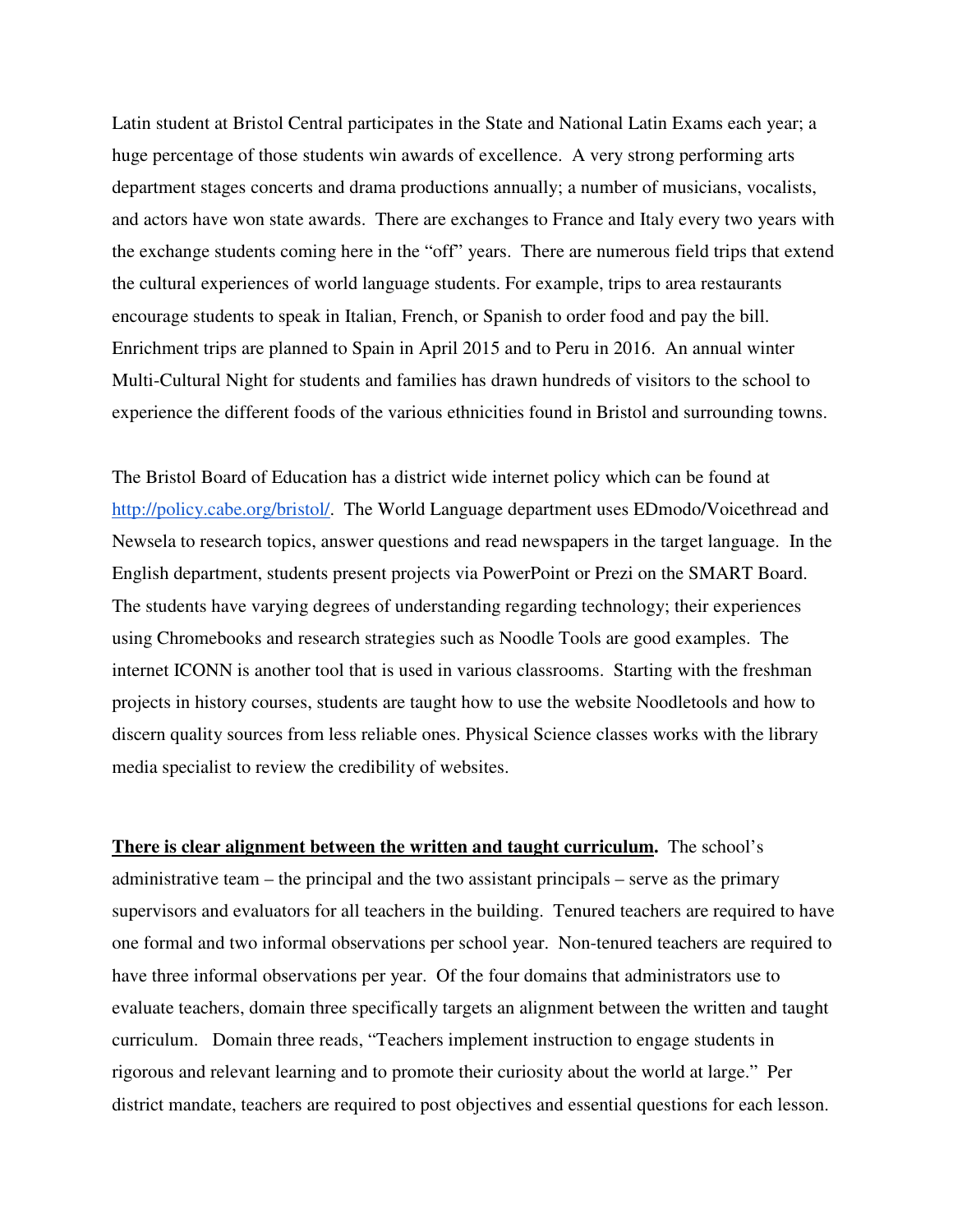Latin student at Bristol Central participates in the State and National Latin Exams each year; a huge percentage of those students win awards of excellence. A very strong performing arts department stages concerts and drama productions annually; a number of musicians, vocalists, and actors have won state awards. There are exchanges to France and Italy every two years with the exchange students coming here in the "off" years. There are numerous field trips that extend the cultural experiences of world language students. For example, trips to area restaurants encourage students to speak in Italian, French, or Spanish to order food and pay the bill. Enrichment trips are planned to Spain in April 2015 and to Peru in 2016. An annual winter Multi-Cultural Night for students and families has drawn hundreds of visitors to the school to experience the different foods of the various ethnicities found in Bristol and surrounding towns.

The Bristol Board of Education has a district wide internet policy which can be found at http://policy.cabe.org/bristol/. The World Language department uses EDmodo/Voicethread and Newsela to research topics, answer questions and read newspapers in the target language. In the English department, students present projects via PowerPoint or Prezi on the SMART Board. The students have varying degrees of understanding regarding technology; their experiences using Chromebooks and research strategies such as Noodle Tools are good examples. The internet ICONN is another tool that is used in various classrooms. Starting with the freshman projects in history courses, students are taught how to use the website Noodletools and how to discern quality sources from less reliable ones. Physical Science classes works with the library media specialist to review the credibility of websites.

**There is clear alignment between the written and taught curriculum.** The school's administrative team – the principal and the two assistant principals – serve as the primary supervisors and evaluators for all teachers in the building. Tenured teachers are required to have one formal and two informal observations per school year. Non-tenured teachers are required to have three informal observations per year. Of the four domains that administrators use to evaluate teachers, domain three specifically targets an alignment between the written and taught curriculum. Domain three reads, "Teachers implement instruction to engage students in rigorous and relevant learning and to promote their curiosity about the world at large." Per district mandate, teachers are required to post objectives and essential questions for each lesson.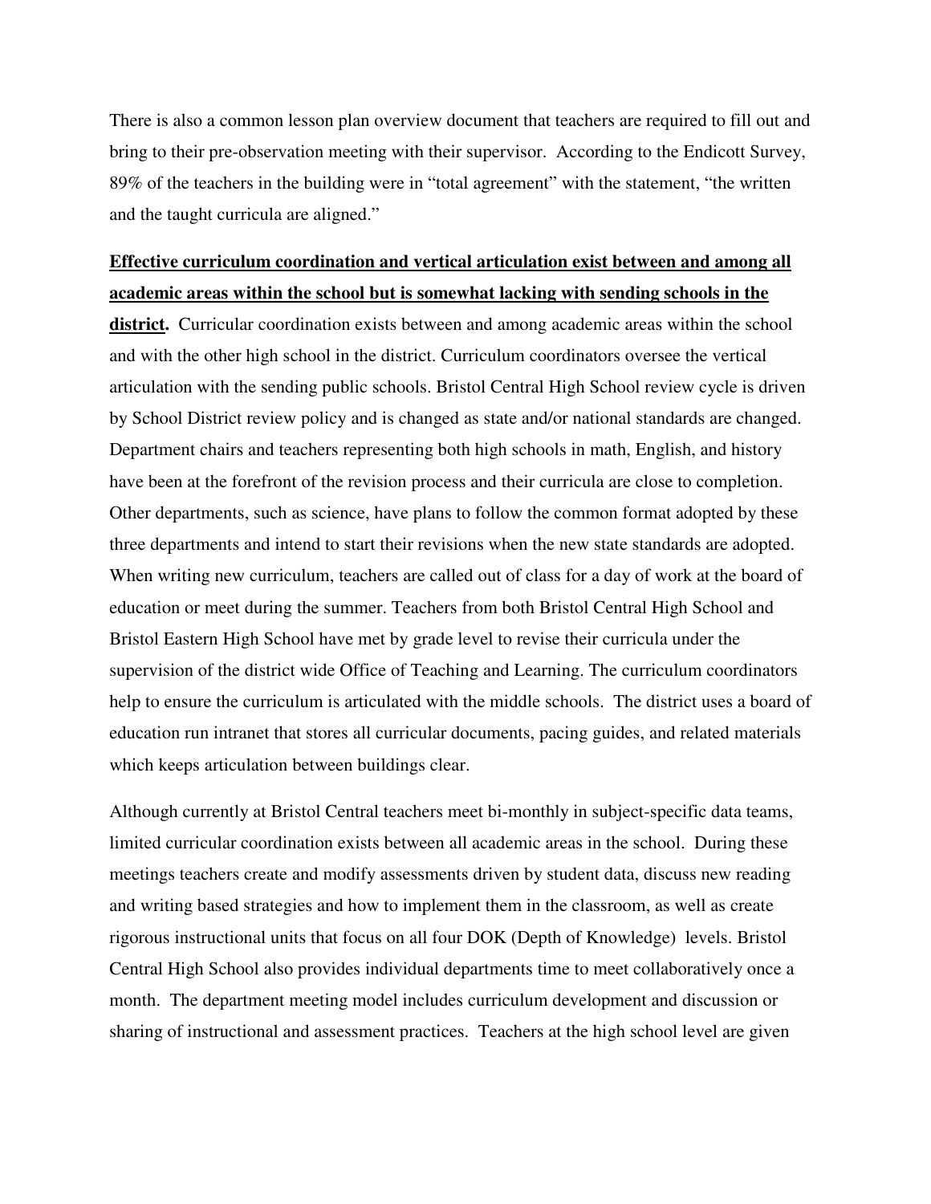There is also a common lesson plan overview document that teachers are required to fill out and bring to their pre-observation meeting with their supervisor. According to the Endicott Survey, 89% of the teachers in the building were in "total agreement" with the statement, "the written and the taught curricula are aligned."

**<u>Effective curriculum coordination and vertical articulation exist between and among all academic areas within the school but is somewhat lacking with sending schools in the district</u>.** Curricular coordination exists between and among academic areas within the school and with the other high school in the district. Curriculum coordinators oversee the vertical articulation with the sending public schools. Bristol Central High School review cycle is driven by School District review policy and is changed as state and/or national standards are changed. Department chairs and teachers representing both high schools in math, English, and history have been at the forefront of the revision process and their curricula are close to completion. Other departments, such as science, have plans to follow the common format adopted by these three departments and intend to start their revisions when the new state standards are adopted. When writing new curriculum, teachers are called out of class for a day of work at the board of education or meet during the summer. Teachers from both Bristol Central High School and Bristol Eastern High School have met by grade level to revise their curricula under the supervision of the district wide Office of Teaching and Learning. The curriculum coordinators help to ensure the curriculum is articulated with the middle schools. The district uses a board of education run intranet that stores all curricular documents, pacing guides, and related materials which keeps articulation between buildings clear.

Although currently at Bristol Central teachers meet bi-monthly in subject-specific data teams, limited curricular coordination exists between all academic areas in the school. During these meetings teachers create and modify assessments driven by student data, discuss new reading and writing based strategies and how to implement them in the classroom, as well as create rigorous instructional units that focus on all four DOK (Depth of Knowledge) levels. Bristol Central High School also provides individual departments time to meet collaboratively once a month. The department meeting model includes curriculum development and discussion or sharing of instructional and assessment practices. Teachers at the high school level are given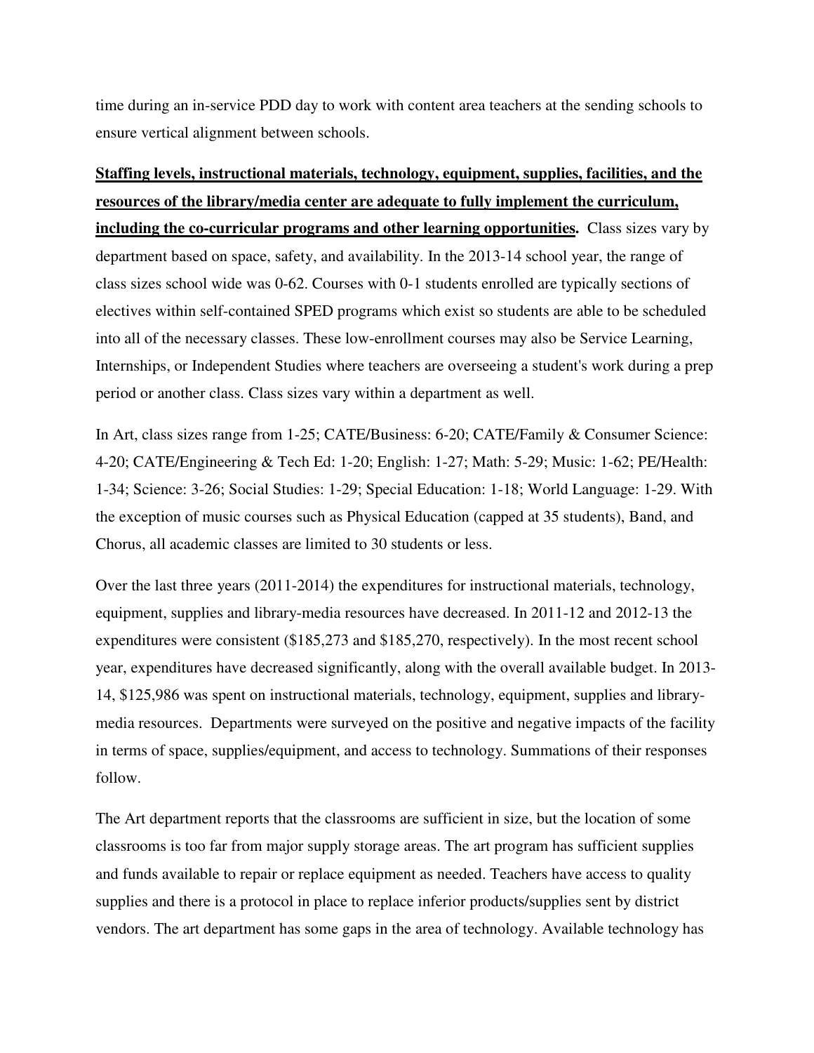time during an in-service PDD day to work with content area teachers at the sending schools to ensure vertical alignment between schools.

**Staffing levels, instructional materials, technology, equipment, supplies, facilities, and the resources of the library/media center are adequate to fully implement the curriculum, including the co-curricular programs and other learning opportunities.** Class sizes vary by department based on space, safety, and availability. In the 2013-14 school year, the range of class sizes school wide was 0-62. Courses with 0-1 students enrolled are typically sections of electives within self-contained SPED programs which exist so students are able to be scheduled into all of the necessary classes. These low-enrollment courses may also be Service Learning, Internships, or Independent Studies where teachers are overseeing a student's work during a prep period or another class. Class sizes vary within a department as well.

In Art, class sizes range from 1-25; CATE/Business: 6-20; CATE/Family & Consumer Science: 4-20; CATE/Engineering & Tech Ed: 1-20; English: 1-27; Math: 5-29; Music: 1-62; PE/Health: 1-34; Science: 3-26; Social Studies: 1-29; Special Education: 1-18; World Language: 1-29. With the exception of music courses such as Physical Education (capped at 35 students), Band, and Chorus, all academic classes are limited to 30 students or less.

Over the last three years (2011-2014) the expenditures for instructional materials, technology, equipment, supplies and library-media resources have decreased. In 2011-12 and 2012-13 the expenditures were consistent ($185,273 and $185,270, respectively). In the most recent school year, expenditures have decreased significantly, along with the overall available budget. In 2013-14, $125,986 was spent on instructional materials, technology, equipment, supplies and library-media resources. Departments were surveyed on the positive and negative impacts of the facility in terms of space, supplies/equipment, and access to technology. Summations of their responses follow.

The Art department reports that the classrooms are sufficient in size, but the location of some classrooms is too far from major supply storage areas. The art program has sufficient supplies and funds available to repair or replace equipment as needed. Teachers have access to quality supplies and there is a protocol in place to replace inferior products/supplies sent by district vendors. The art department has some gaps in the area of technology. Available technology has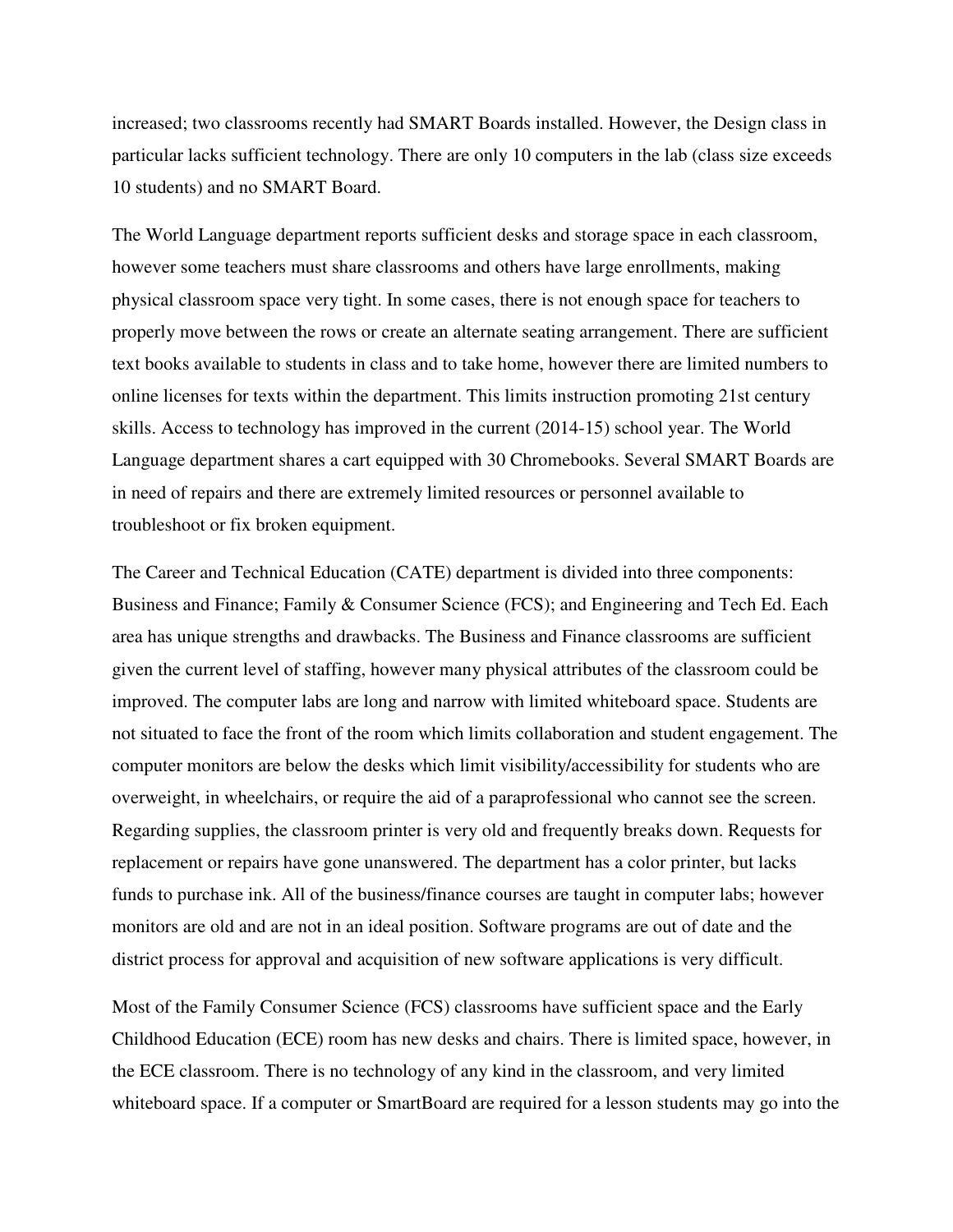increased; two classrooms recently had SMART Boards installed. However, the Design class in particular lacks sufficient technology. There are only 10 computers in the lab (class size exceeds 10 students) and no SMART Board.

The World Language department reports sufficient desks and storage space in each classroom, however some teachers must share classrooms and others have large enrollments, making physical classroom space very tight. In some cases, there is not enough space for teachers to properly move between the rows or create an alternate seating arrangement. There are sufficient text books available to students in class and to take home, however there are limited numbers to online licenses for texts within the department. This limits instruction promoting 21st century skills. Access to technology has improved in the current (2014-15) school year. The World Language department shares a cart equipped with 30 Chromebooks. Several SMART Boards are in need of repairs and there are extremely limited resources or personnel available to troubleshoot or fix broken equipment.

The Career and Technical Education (CATE) department is divided into three components: Business and Finance; Family & Consumer Science (FCS); and Engineering and Tech Ed. Each area has unique strengths and drawbacks. The Business and Finance classrooms are sufficient given the current level of staffing, however many physical attributes of the classroom could be improved. The computer labs are long and narrow with limited whiteboard space. Students are not situated to face the front of the room which limits collaboration and student engagement. The computer monitors are below the desks which limit visibility/accessibility for students who are overweight, in wheelchairs, or require the aid of a paraprofessional who cannot see the screen. Regarding supplies, the classroom printer is very old and frequently breaks down. Requests for replacement or repairs have gone unanswered. The department has a color printer, but lacks funds to purchase ink. All of the business/finance courses are taught in computer labs; however monitors are old and are not in an ideal position. Software programs are out of date and the district process for approval and acquisition of new software applications is very difficult.

Most of the Family Consumer Science (FCS) classrooms have sufficient space and the Early Childhood Education (ECE) room has new desks and chairs. There is limited space, however, in the ECE classroom. There is no technology of any kind in the classroom, and very limited whiteboard space. If a computer or SmartBoard are required for a lesson students may go into the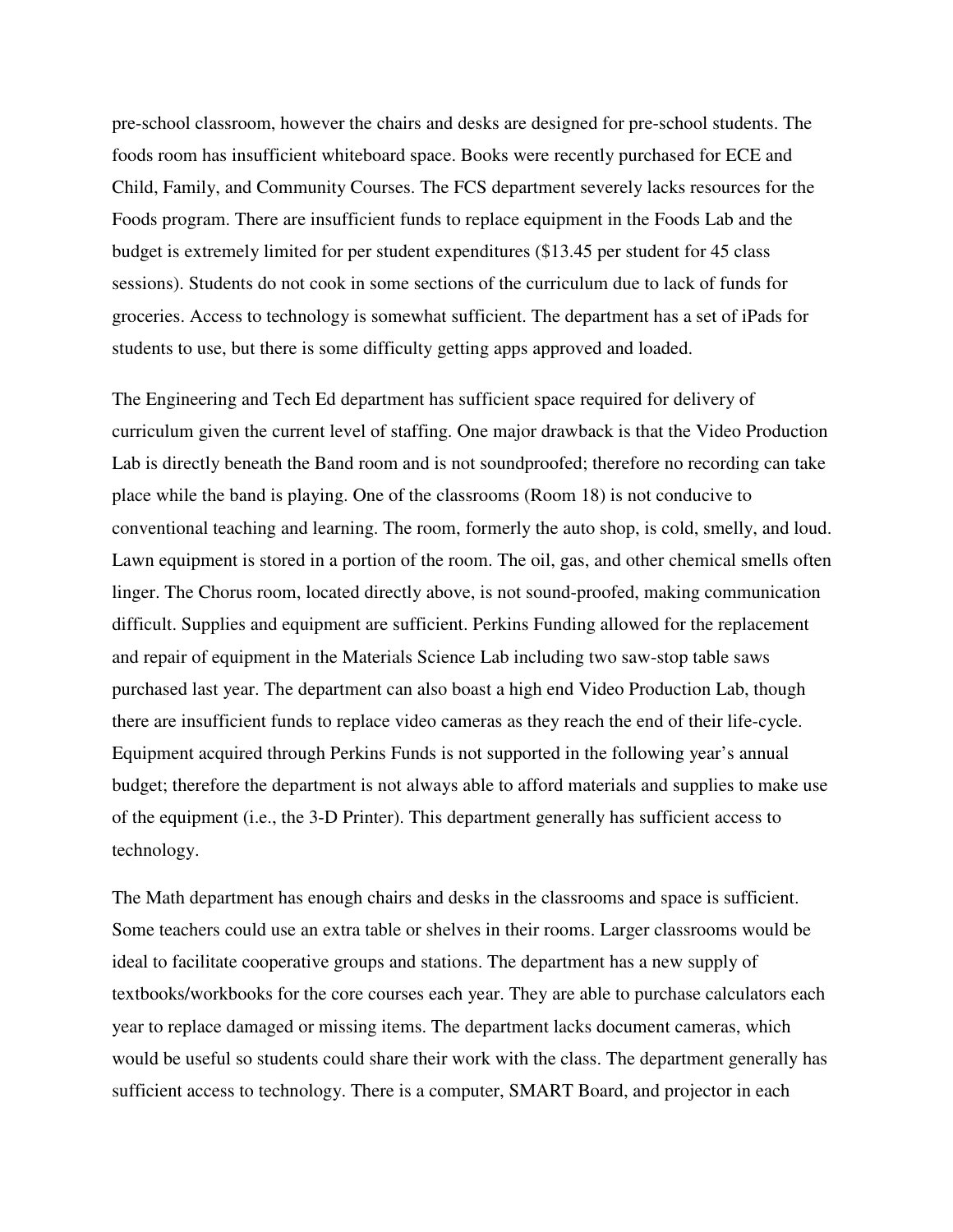pre-school classroom, however the chairs and desks are designed for pre-school students. The foods room has insufficient whiteboard space. Books were recently purchased for ECE and Child, Family, and Community Courses. The FCS department severely lacks resources for the Foods program. There are insufficient funds to replace equipment in the Foods Lab and the budget is extremely limited for per student expenditures ($13.45 per student for 45 class sessions). Students do not cook in some sections of the curriculum due to lack of funds for groceries. Access to technology is somewhat sufficient. The department has a set of iPads for students to use, but there is some difficulty getting apps approved and loaded.

The Engineering and Tech Ed department has sufficient space required for delivery of curriculum given the current level of staffing. One major drawback is that the Video Production Lab is directly beneath the Band room and is not soundproofed; therefore no recording can take place while the band is playing. One of the classrooms (Room 18) is not conducive to conventional teaching and learning. The room, formerly the auto shop, is cold, smelly, and loud. Lawn equipment is stored in a portion of the room. The oil, gas, and other chemical smells often linger. The Chorus room, located directly above, is not sound-proofed, making communication difficult. Supplies and equipment are sufficient. Perkins Funding allowed for the replacement and repair of equipment in the Materials Science Lab including two saw-stop table saws purchased last year. The department can also boast a high end Video Production Lab, though there are insufficient funds to replace video cameras as they reach the end of their life-cycle. Equipment acquired through Perkins Funds is not supported in the following year's annual budget; therefore the department is not always able to afford materials and supplies to make use of the equipment (i.e., the 3-D Printer). This department generally has sufficient access to technology.

The Math department has enough chairs and desks in the classrooms and space is sufficient. Some teachers could use an extra table or shelves in their rooms. Larger classrooms would be ideal to facilitate cooperative groups and stations. The department has a new supply of textbooks/workbooks for the core courses each year. They are able to purchase calculators each year to replace damaged or missing items. The department lacks document cameras, which would be useful so students could share their work with the class. The department generally has sufficient access to technology. There is a computer, SMART Board, and projector in each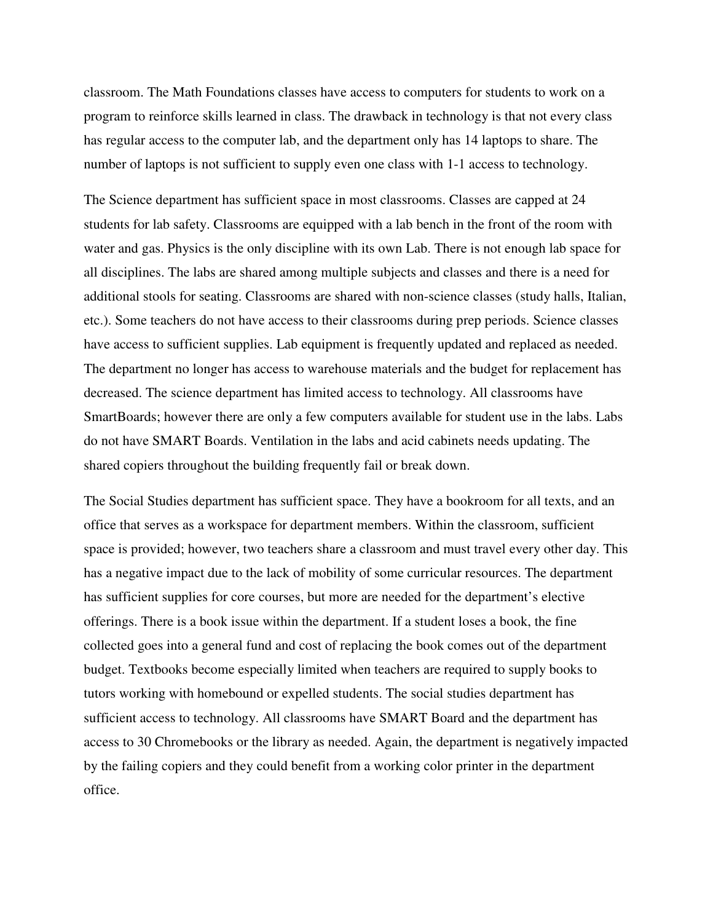classroom. The Math Foundations classes have access to computers for students to work on a program to reinforce skills learned in class. The drawback in technology is that not every class has regular access to the computer lab, and the department only has 14 laptops to share. The number of laptops is not sufficient to supply even one class with 1-1 access to technology.

The Science department has sufficient space in most classrooms. Classes are capped at 24 students for lab safety. Classrooms are equipped with a lab bench in the front of the room with water and gas. Physics is the only discipline with its own Lab. There is not enough lab space for all disciplines. The labs are shared among multiple subjects and classes and there is a need for additional stools for seating. Classrooms are shared with non-science classes (study halls, Italian, etc.). Some teachers do not have access to their classrooms during prep periods. Science classes have access to sufficient supplies. Lab equipment is frequently updated and replaced as needed. The department no longer has access to warehouse materials and the budget for replacement has decreased. The science department has limited access to technology. All classrooms have SmartBoards; however there are only a few computers available for student use in the labs. Labs do not have SMART Boards. Ventilation in the labs and acid cabinets needs updating. The shared copiers throughout the building frequently fail or break down.

The Social Studies department has sufficient space. They have a bookroom for all texts, and an office that serves as a workspace for department members. Within the classroom, sufficient space is provided; however, two teachers share a classroom and must travel every other day. This has a negative impact due to the lack of mobility of some curricular resources. The department has sufficient supplies for core courses, but more are needed for the department's elective offerings. There is a book issue within the department. If a student loses a book, the fine collected goes into a general fund and cost of replacing the book comes out of the department budget. Textbooks become especially limited when teachers are required to supply books to tutors working with homebound or expelled students. The social studies department has sufficient access to technology. All classrooms have SMART Board and the department has access to 30 Chromebooks or the library as needed. Again, the department is negatively impacted by the failing copiers and they could benefit from a working color printer in the department office.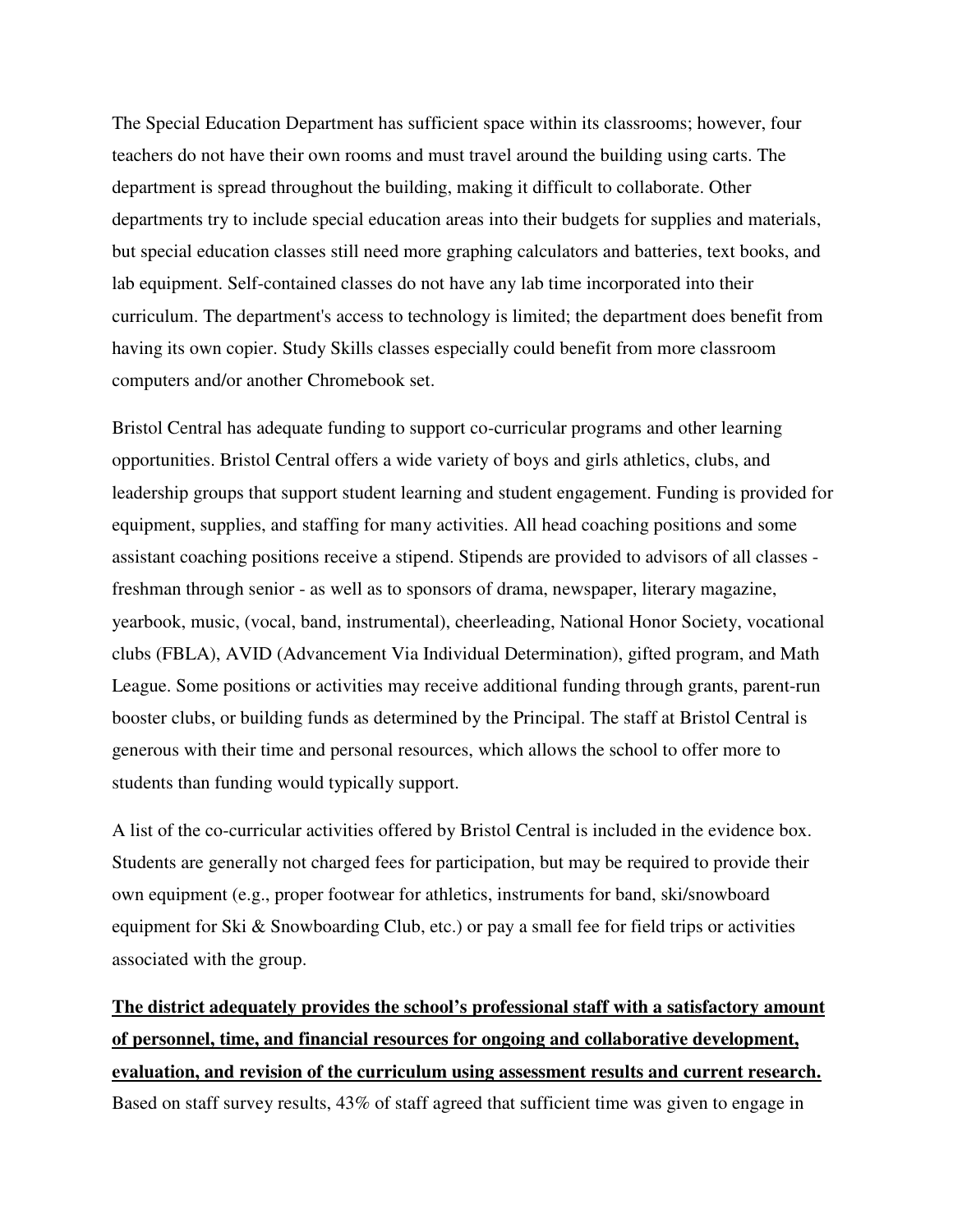The Special Education Department has sufficient space within its classrooms; however, four teachers do not have their own rooms and must travel around the building using carts. The department is spread throughout the building, making it difficult to collaborate. Other departments try to include special education areas into their budgets for supplies and materials, but special education classes still need more graphing calculators and batteries, text books, and lab equipment. Self-contained classes do not have any lab time incorporated into their curriculum. The department's access to technology is limited; the department does benefit from having its own copier. Study Skills classes especially could benefit from more classroom computers and/or another Chromebook set.

Bristol Central has adequate funding to support co-curricular programs and other learning opportunities. Bristol Central offers a wide variety of boys and girls athletics, clubs, and leadership groups that support student learning and student engagement. Funding is provided for equipment, supplies, and staffing for many activities. All head coaching positions and some assistant coaching positions receive a stipend. Stipends are provided to advisors of all classes - freshman through senior - as well as to sponsors of drama, newspaper, literary magazine, yearbook, music, (vocal, band, instrumental), cheerleading, National Honor Society, vocational clubs (FBLA), AVID (Advancement Via Individual Determination), gifted program, and Math League. Some positions or activities may receive additional funding through grants, parent-run booster clubs, or building funds as determined by the Principal. The staff at Bristol Central is generous with their time and personal resources, which allows the school to offer more to students than funding would typically support.

A list of the co-curricular activities offered by Bristol Central is included in the evidence box. Students are generally not charged fees for participation, but may be required to provide their own equipment (e.g., proper footwear for athletics, instruments for band, ski/snowboard equipment for Ski & Snowboarding Club, etc.) or pay a small fee for field trips or activities associated with the group.

**The district adequately provides the school's professional staff with a satisfactory amount of personnel, time, and financial resources for ongoing and collaborative development, evaluation, and revision of the curriculum using assessment results and current research.** Based on staff survey results, 43% of staff agreed that sufficient time was given to engage in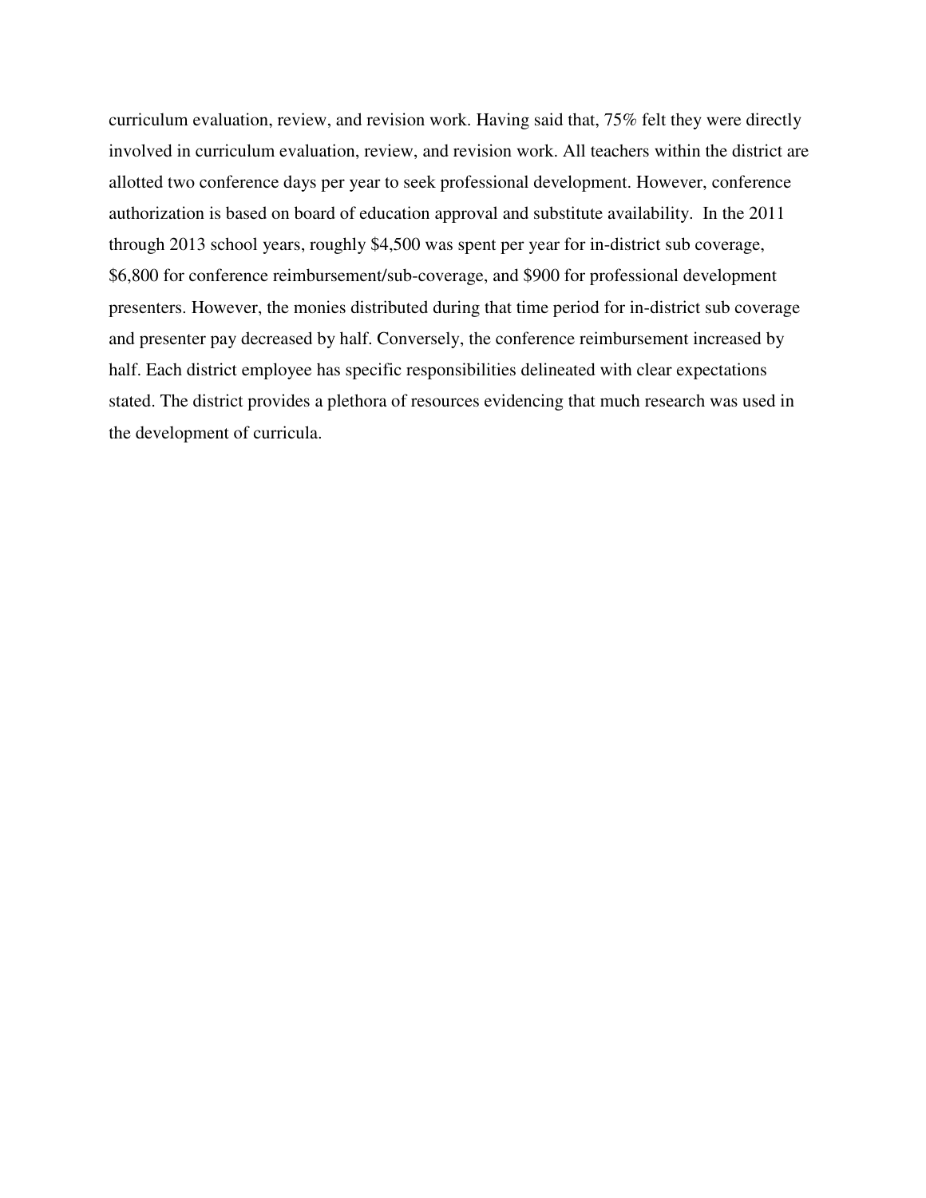curriculum evaluation, review, and revision work. Having said that, 75% felt they were directly involved in curriculum evaluation, review, and revision work. All teachers within the district are allotted two conference days per year to seek professional development. However, conference authorization is based on board of education approval and substitute availability.  In the 2011 through 2013 school years, roughly $4,500 was spent per year for in-district sub coverage, $6,800 for conference reimbursement/sub-coverage, and $900 for professional development presenters. However, the monies distributed during that time period for in-district sub coverage and presenter pay decreased by half. Conversely, the conference reimbursement increased by half. Each district employee has specific responsibilities delineated with clear expectations stated. The district provides a plethora of resources evidencing that much research was used in the development of curricula.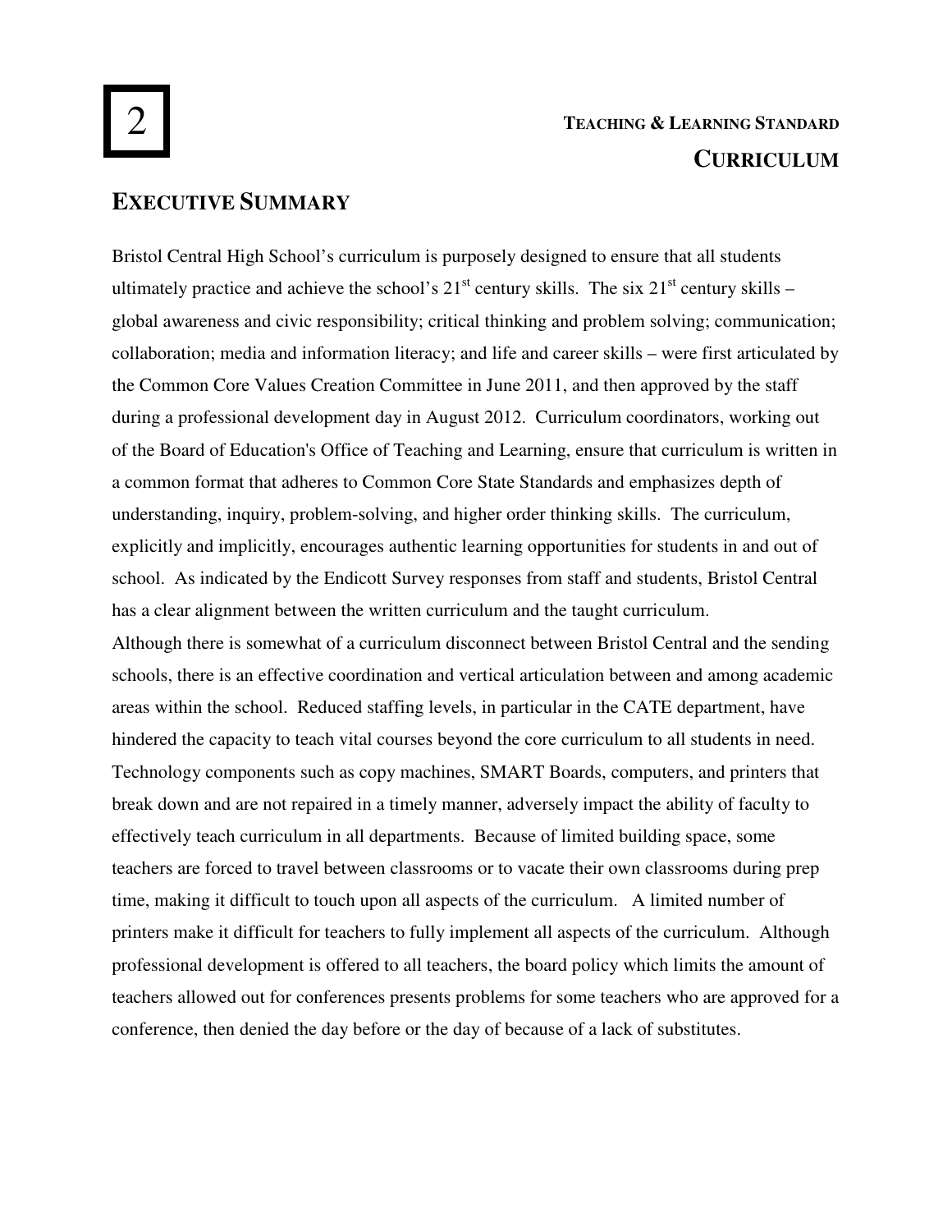# 2

**TEACHING & LEARNING STANDARD**

## CURRICULUM

## EXECUTIVE SUMMARY

Bristol Central High School's curriculum is purposely designed to ensure that all students ultimately practice and achieve the school's $21^{st}$ century skills. The six $21^{st}$ century skills – global awareness and civic responsibility; critical thinking and problem solving; communication; collaboration; media and information literacy; and life and career skills – were first articulated by the Common Core Values Creation Committee in June 2011, and then approved by the staff during a professional development day in August 2012. Curriculum coordinators, working out of the Board of Education's Office of Teaching and Learning, ensure that curriculum is written in a common format that adheres to Common Core State Standards and emphasizes depth of understanding, inquiry, problem-solving, and higher order thinking skills. The curriculum, explicitly and implicitly, encourages authentic learning opportunities for students in and out of school. As indicated by the Endicott Survey responses from staff and students, Bristol Central has a clear alignment between the written curriculum and the taught curriculum.

Although there is somewhat of a curriculum disconnect between Bristol Central and the sending schools, there is an effective coordination and vertical articulation between and among academic areas within the school. Reduced staffing levels, in particular in the CATE department, have hindered the capacity to teach vital courses beyond the core curriculum to all students in need. Technology components such as copy machines, SMART Boards, computers, and printers that break down and are not repaired in a timely manner, adversely impact the ability of faculty to effectively teach curriculum in all departments. Because of limited building space, some teachers are forced to travel between classrooms or to vacate their own classrooms during prep time, making it difficult to touch upon all aspects of the curriculum. A limited number of printers make it difficult for teachers to fully implement all aspects of the curriculum. Although professional development is offered to all teachers, the board policy which limits the amount of teachers allowed out for conferences presents problems for some teachers who are approved for a conference, then denied the day before or the day of because of a lack of substitutes.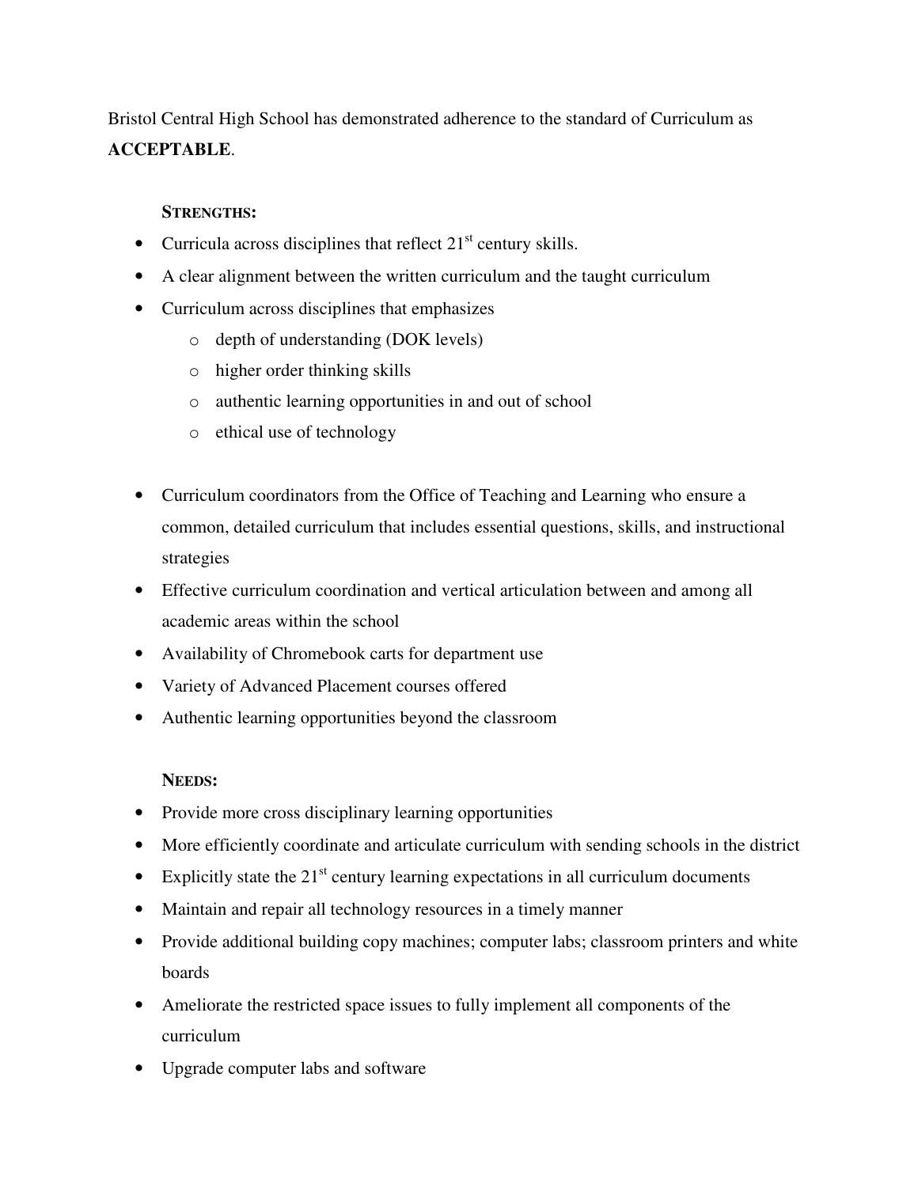Bristol Central High School has demonstrated adherence to the standard of Curriculum as **ACCEPTABLE**.

**STRENGTHS:**

- Curricula across disciplines that reflect 21st century skills.
- A clear alignment between the written curriculum and the taught curriculum
- Curriculum across disciplines that emphasizes
  - depth of understanding (DOK levels)
  - higher order thinking skills
  - authentic learning opportunities in and out of school
  - ethical use of technology
- Curriculum coordinators from the Office of Teaching and Learning who ensure a common, detailed curriculum that includes essential questions, skills, and instructional strategies
- Effective curriculum coordination and vertical articulation between and among all academic areas within the school
- Availability of Chromebook carts for department use
- Variety of Advanced Placement courses offered
- Authentic learning opportunities beyond the classroom

**NEEDS:**

- Provide more cross disciplinary learning opportunities
- More efficiently coordinate and articulate curriculum with sending schools in the district
- Explicitly state the 21st century learning expectations in all curriculum documents
- Maintain and repair all technology resources in a timely manner
- Provide additional building copy machines; computer labs; classroom printers and white boards
- Ameliorate the restricted space issues to fully implement all components of the curriculum
- Upgrade computer labs and software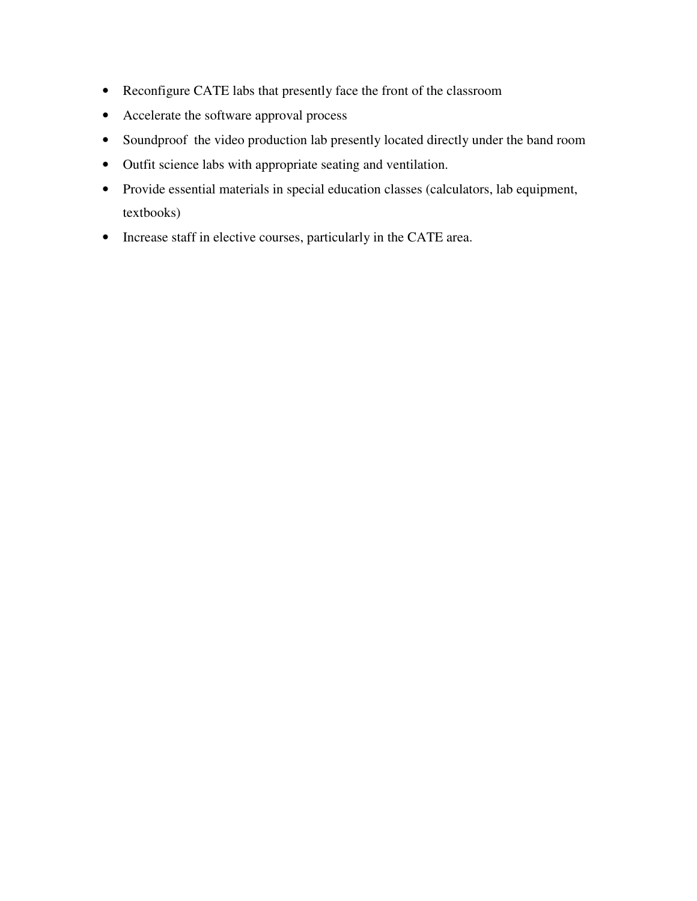- Reconfigure CATE labs that presently face the front of the classroom
- Accelerate the software approval process
- Soundproof the video production lab presently located directly under the band room
- Outfit science labs with appropriate seating and ventilation.
- Provide essential materials in special education classes (calculators, lab equipment, textbooks)
- Increase staff in elective courses, particularly in the CATE area.